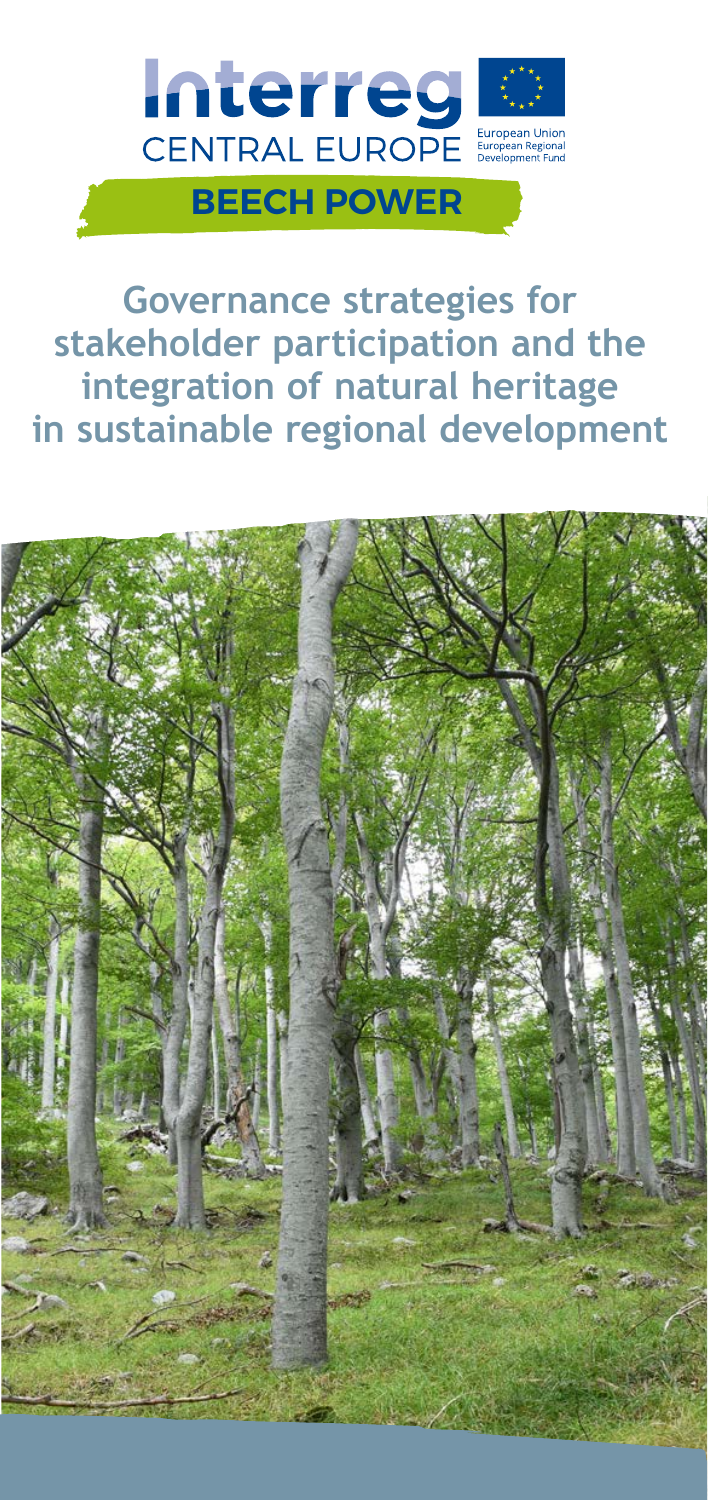Interreg
CENTRAL EUROPE

European Union
European Regional Development Fund

**BEECH POWER**

# Governance strategies for stakeholder participation and the integration of natural heritage in sustainable regional development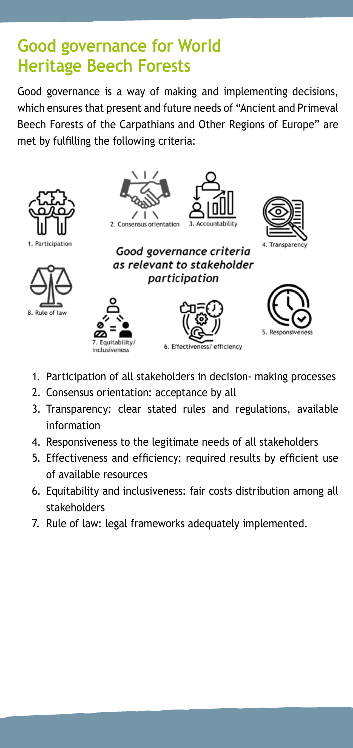# Good governance for World Heritage Beech Forests

Good governance is a way of making and implementing decisions, which ensures that present and future needs of "Ancient and Primeval Beech Forests of the Carpathians and Other Regions of Europe" are met by fulfilling the following criteria:

*Good governance criteria as relevant to stakeholder participation*

1. Participation
2. Consensus orientation
3. Accountability
4. Transparency
5. Responsiveness
6. Effectiveness/ efficiency
7. Equitability/ inclusiveness
8. Rule of law

1. Participation of all stakeholders in decision- making processes
2. Consensus orientation: acceptance by all
3. Transparency: clear stated rules and regulations, available information
4. Responsiveness to the legitimate needs of all stakeholders
5. Effectiveness and efficiency: required results by efficient use of available resources
6. Equitability and inclusiveness: fair costs distribution among all stakeholders
7. Rule of law: legal frameworks adequately implemented.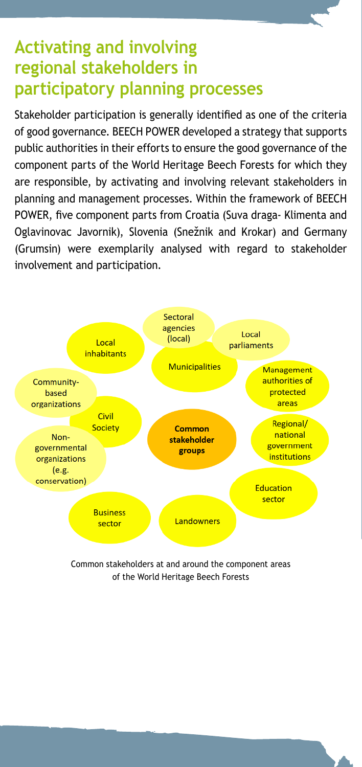## Activating and involving regional stakeholders in participatory planning processes

Stakeholder participation is generally identified as one of the criteria of good governance. BEECH POWER developed a strategy that supports public authorities in their efforts to ensure the good governance of the component parts of the World Heritage Beech Forests for which they are responsible, by activating and involving relevant stakeholders in planning and management processes. Within the framework of BEECH POWER, five component parts from Croatia (Suva draga- Klimenta and Oglavinovac Javornik), Slovenia (Snežnik and Krokar) and Germany (Grumsin) were exemplarily analysed with regard to stakeholder involvement and participation.

**Common stakeholder groups**

- Sectoral agencies (local)
- Local parliaments
- Municipalities
- Management authorities of protected areas
- Regional/ national government institutions
- Education sector
- Landowners
- Business sector
- Non-governmental organizations (e.g. conservation)
- Civil Society
- Community-based organizations
- Local inhabitants

Common stakeholders at and around the component areas of the World Heritage Beech Forests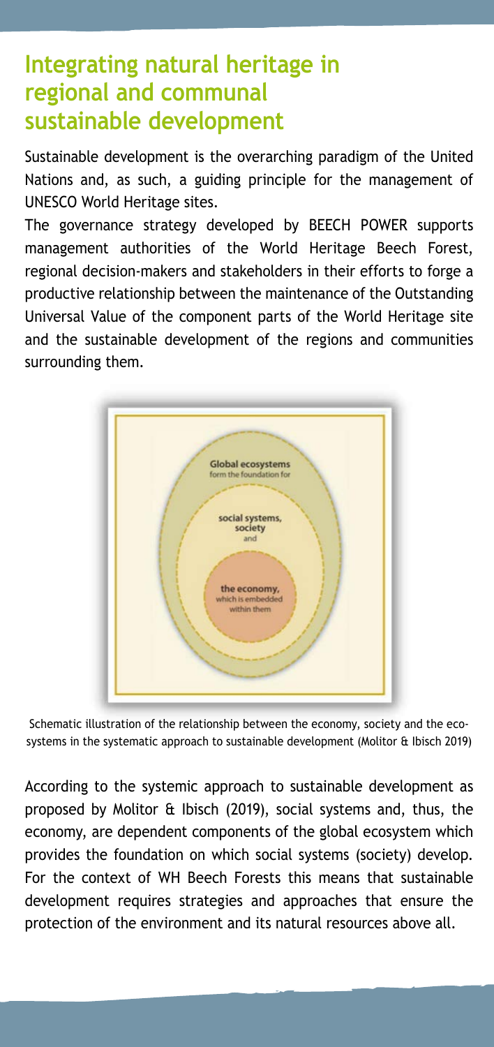## Integrating natural heritage in regional and communal sustainable development

Sustainable development is the overarching paradigm of the United Nations and, as such, a guiding principle for the management of UNESCO World Heritage sites.

The governance strategy developed by BEECH POWER supports management authorities of the World Heritage Beech Forest, regional decision-makers and stakeholders in their efforts to forge a productive relationship between the maintenance of the Outstanding Universal Value of the component parts of the World Heritage site and the sustainable development of the regions and communities surrounding them.

**Global ecosystems** form the foundation for

**social systems, society** and

**the economy,** which is embedded within them

Schematic illustration of the relationship between the economy, society and the ecosystems in the systematic approach to sustainable development (Molitor & Ibisch 2019)

According to the systemic approach to sustainable development as proposed by Molitor & Ibisch (2019), social systems and, thus, the economy, are dependent components of the global ecosystem which provides the foundation on which social systems (society) develop. For the context of WH Beech Forests this means that sustainable development requires strategies and approaches that ensure the protection of the environment and its natural resources above all.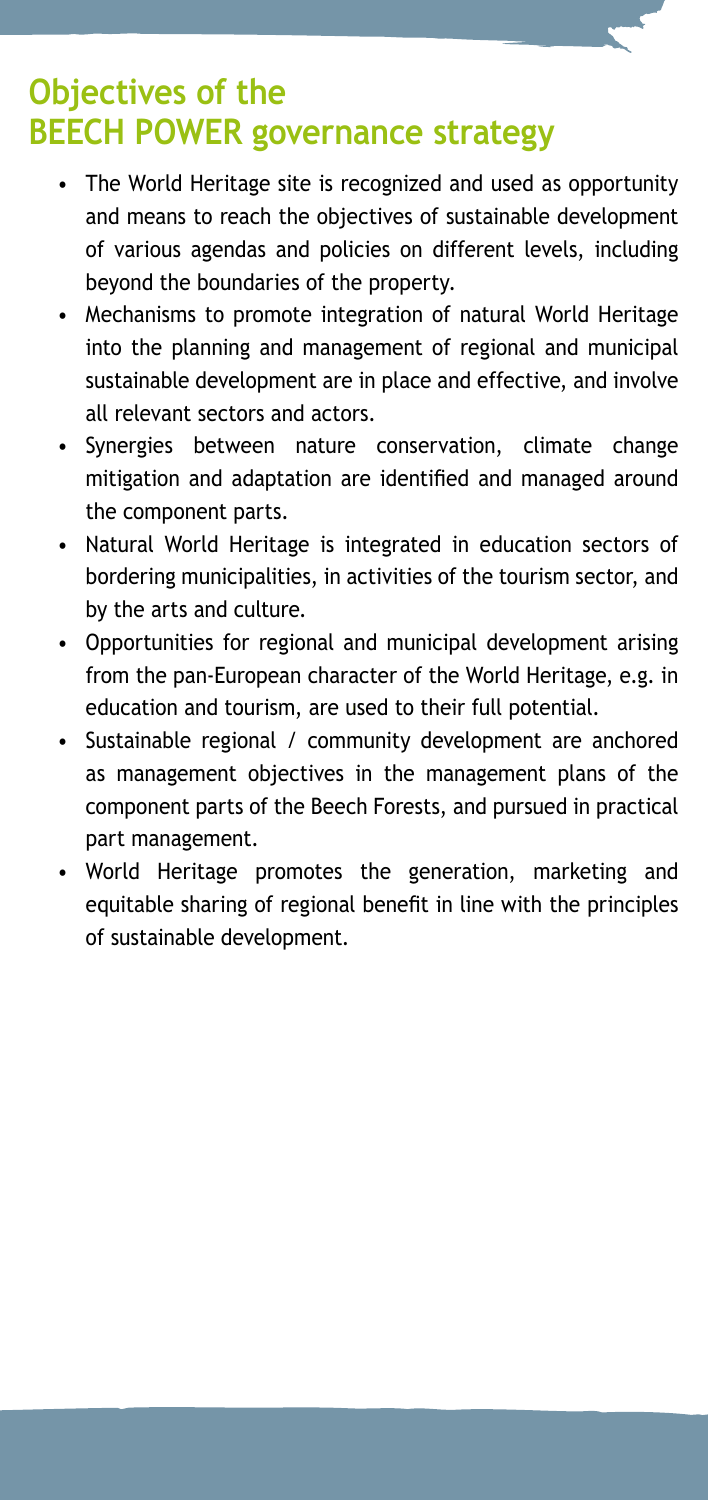## Objectives of the BEECH POWER governance strategy

- The World Heritage site is recognized and used as opportunity and means to reach the objectives of sustainable development of various agendas and policies on different levels, including beyond the boundaries of the property.
- Mechanisms to promote integration of natural World Heritage into the planning and management of regional and municipal sustainable development are in place and effective, and involve all relevant sectors and actors.
- Synergies between nature conservation, climate change mitigation and adaptation are identified and managed around the component parts.
- Natural World Heritage is integrated in education sectors of bordering municipalities, in activities of the tourism sector, and by the arts and culture.
- Opportunities for regional and municipal development arising from the pan-European character of the World Heritage, e.g. in education and tourism, are used to their full potential.
- Sustainable regional / community development are anchored as management objectives in the management plans of the component parts of the Beech Forests, and pursued in practical part management.
- World Heritage promotes the generation, marketing and equitable sharing of regional benefit in line with the principles of sustainable development.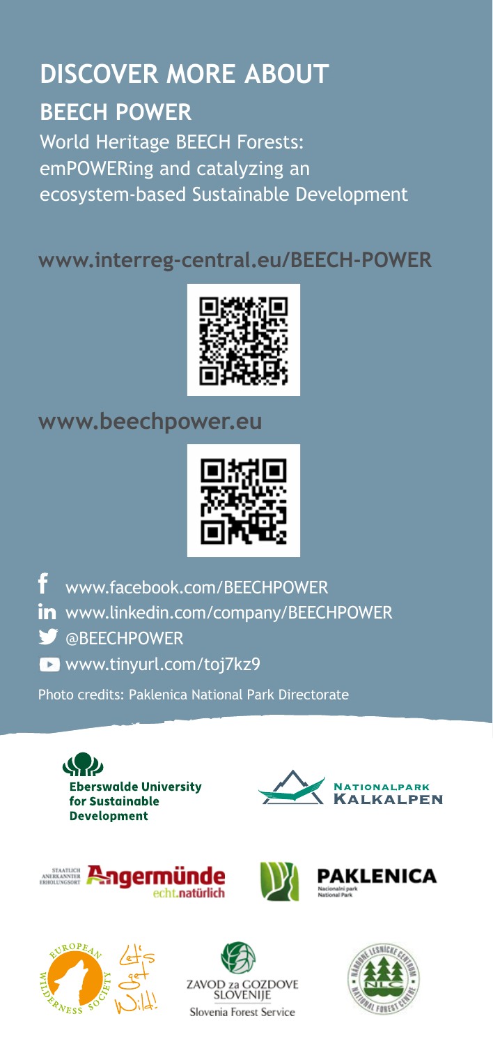# DISCOVER MORE ABOUT

## BEECH POWER

World Heritage BEECH Forests: emPOWERing and catalyzing an ecosystem-based Sustainable Development

**www.interreg-central.eu/BEECH-POWER**

**www.beechpower.eu**

- www.facebook.com/BEECHPOWER
- www.linkedin.com/company/BEECHPOWER
- @BEECHPOWER
- www.tinyurl.com/toj7kz9

Photo credits: Paklenica National Park Directorate

Eberswalde University for Sustainable Development

Nationalpark Kalkalpen

Staatlich anerkannter Erholungsort Angermünde echt.natürlich

Paklenica Nacionalni park National Park

European Wilderness Society Let's get Wild!

Zavod za gozdove Slovenije Slovenia Forest Service

Národné lesnícke centrum National Forest Centre NLC